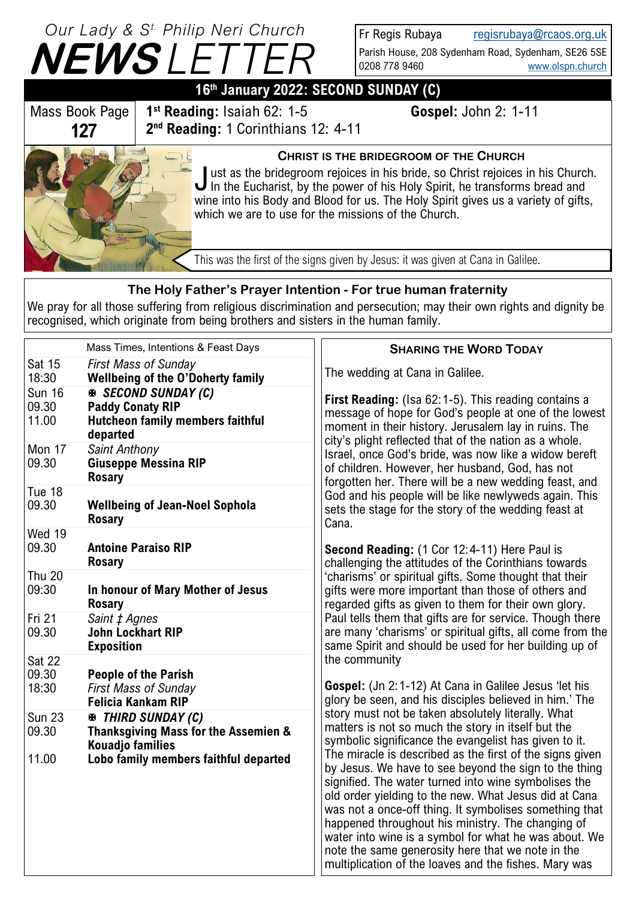# Our Lady & St. Philip Neri Church NEWSLETTER

Fr Regis Rubaya regisrubaya@rcaos.org.uk
Parish House, 208 Sydenham Road, Sydenham, SE26 5SE
0208 778 9460 www.olspn.church

## 16th January 2022: SECOND SUNDAY (C)

| Mass Book Page 127 | 1st Reading: Isaiah 62: 1-5 | Gospel: John 2: 1-11 |
|---|---|---|
| | 2nd Reading: 1 Corinthians 12: 4-11 | |

### CHRIST IS THE BRIDEGROOM OF THE CHURCH

Just as the bridegroom rejoices in his bride, so Christ rejoices in his Church. In the Eucharist, by the power of his Holy Spirit, he transforms bread and wine into his Body and Blood for us. The Holy Spirit gives us a variety of gifts, which we are to use for the missions of the Church.

This was the first of the signs given by Jesus: it was given at Cana in Galilee.

### The Holy Father's Prayer Intention - For true human fraternity

We pray for all those suffering from religious discrimination and persecution; may their own rights and dignity be recognised, which originate from being brothers and sisters in the human family.

### Mass Times, Intentions & Feast Days

| Day / Time | Intention |
|---|---|
| Sat 15 | *First Mass of Sunday* |
| 18:30 | **Wellbeing of the O'Doherty family** |
| Sun 16 | ✠ ***SECOND SUNDAY (C)*** |
| 09.30 | **Paddy Conaty RIP** |
| 11.00 | **Hutcheon family members faithful departed** |
| Mon 17 | *Saint Anthony* |
| 09.30 | **Giuseppe Messina RIP** |
| | **Rosary** |
| Tue 18 | |
| 09.30 | **Wellbeing of Jean-Noel Sophola** |
| | **Rosary** |
| Wed 19 | |
| 09.30 | **Antoine Paraiso RIP** |
| | **Rosary** |
| Thu 20 | |
| 09:30 | **In honour of Mary Mother of Jesus** |
| | **Rosary** |
| Fri 21 | *Saint ‡ Agnes* |
| 09.30 | **John Lockhart RIP** |
| | **Exposition** |
| Sat 22 | |
| 09.30 | **People of the Parish** |
| 18:30 | *First Mass of Sunday* |
| | **Felicia Kankam RIP** |
| Sun 23 | ✠ ***THIRD SUNDAY (C)*** |
| 09.30 | **Thanksgiving Mass for the Assemien & Kouadjo families** |
| 11.00 | **Lobo family members faithful departed** |

### SHARING THE WORD TODAY

The wedding at Cana in Galilee.

**First Reading:** (Isa 62:1-5). This reading contains a message of hope for God's people at one of the lowest moment in their history. Jerusalem lay in ruins. The city's plight reflected that of the nation as a whole. Israel, once God's bride, was now like a widow bereft of children. However, her husband, God, has not forgotten her. There will be a new wedding feast, and God and his people will be like newlyweds again. This sets the stage for the story of the wedding feast at Cana.

**Second Reading:** (1 Cor 12:4-11) Here Paul is challenging the attitudes of the Corinthians towards 'charisms' or spiritual gifts. Some thought that their gifts were more important than those of others and regarded gifts as given to them for their own glory. Paul tells them that gifts are for service. Though there are many 'charisms' or spiritual gifts, all come from the same Spirit and should be used for her building up of the community

**Gospel:** (Jn 2:1-12) At Cana in Galilee Jesus 'let his glory be seen, and his disciples believed in him.' The story must not be taken absolutely literally. What matters is not so much the story in itself but the symbolic significance the evangelist has given to it. The miracle is described as the first of the signs given by Jesus. We have to see beyond the sign to the thing signified. The water turned into wine symbolises the old order yielding to the new. What Jesus did at Cana was not a once-off thing. It symbolises something that happened throughout his ministry. The changing of water into wine is a symbol for what he was about. We note the same generosity here that we note in the multiplication of the loaves and the fishes. Mary was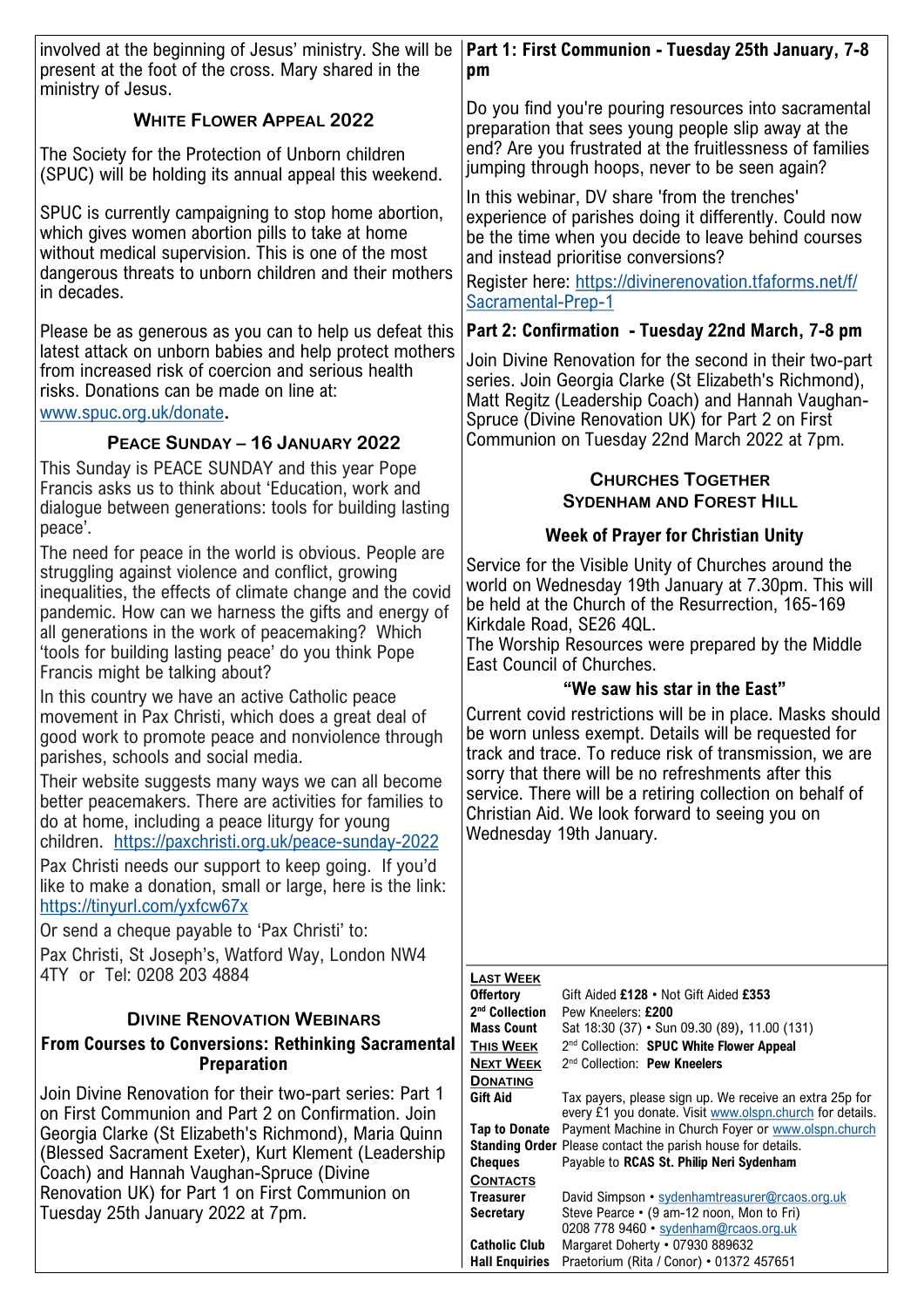involved at the beginning of Jesus' ministry. She will be present at the foot of the cross. Mary shared in the ministry of Jesus.

## White Flower Appeal 2022

The Society for the Protection of Unborn children (SPUC) will be holding its annual appeal this weekend.

SPUC is currently campaigning to stop home abortion, which gives women abortion pills to take at home without medical supervision. This is one of the most dangerous threats to unborn children and their mothers in decades.

Please be as generous as you can to help us defeat this latest attack on unborn babies and help protect mothers from increased risk of coercion and serious health risks. Donations can be made on line at: www.spuc.org.uk/donate.

## Peace Sunday – 16 January 2022

This Sunday is PEACE SUNDAY and this year Pope Francis asks us to think about 'Education, work and dialogue between generations: tools for building lasting peace'.

The need for peace in the world is obvious. People are struggling against violence and conflict, growing inequalities, the effects of climate change and the covid pandemic. How can we harness the gifts and energy of all generations in the work of peacemaking? Which 'tools for building lasting peace' do you think Pope Francis might be talking about?

In this country we have an active Catholic peace movement in Pax Christi, which does a great deal of good work to promote peace and nonviolence through parishes, schools and social media.

Their website suggests many ways we can all become better peacemakers. There are activities for families to do at home, including a peace liturgy for young children. https://paxchristi.org.uk/peace-sunday-2022

Pax Christi needs our support to keep going. If you'd like to make a donation, small or large, here is the link: https://tinyurl.com/yxfcw67x

Or send a cheque payable to 'Pax Christi' to:

Pax Christi, St Joseph's, Watford Way, London NW4 4TY or Tel: 0208 203 4884

## Divine Renovation Webinars

### From Courses to Conversions: Rethinking Sacramental Preparation

Join Divine Renovation for their two-part series: Part 1 on First Communion and Part 2 on Confirmation. Join Georgia Clarke (St Elizabeth's Richmond), Maria Quinn (Blessed Sacrament Exeter), Kurt Klement (Leadership Coach) and Hannah Vaughan-Spruce (Divine Renovation UK) for Part 1 on First Communion on Tuesday 25th January 2022 at 7pm.

**Part 1: First Communion - Tuesday 25th January, 7-8 pm**

Do you find you're pouring resources into sacramental preparation that sees young people slip away at the end? Are you frustrated at the fruitlessness of families jumping through hoops, never to be seen again?

In this webinar, DV share 'from the trenches' experience of parishes doing it differently. Could now be the time when you decide to leave behind courses and instead prioritise conversions?

Register here: https://divinerenovation.tfaforms.net/f/Sacramental-Prep-1

**Part 2: Confirmation - Tuesday 22nd March, 7-8 pm**

Join Divine Renovation for the second in their two-part series. Join Georgia Clarke (St Elizabeth's Richmond), Matt Regitz (Leadership Coach) and Hannah Vaughan-Spruce (Divine Renovation UK) for Part 2 on First Communion on Tuesday 22nd March 2022 at 7pm.

## Churches Together Sydenham and Forest Hill

### Week of Prayer for Christian Unity

Service for the Visible Unity of Churches around the world on Wednesday 19th January at 7.30pm. This will be held at the Church of the Resurrection, 165-169 Kirkdale Road, SE26 4QL.

The Worship Resources were prepared by the Middle East Council of Churches.

**"We saw his star in the East"**

Current covid restrictions will be in place. Masks should be worn unless exempt. Details will be requested for track and trace. To reduce risk of transmission, we are sorry that there will be no refreshments after this service. There will be a retiring collection on behalf of Christian Aid. We look forward to seeing you on Wednesday 19th January.

| | |
|---|---|
| **Last Week** | |
| **Offertory** | Gift Aided **£128** • Not Gift Aided **£353** |
| **2nd Collection** | Pew Kneelers: **£200** |
| **Mass Count** | Sat 18:30 (37) • Sun 09.30 (89), 11.00 (131) |
| **This Week** | 2nd Collection: **SPUC White Flower Appeal** |
| **Next Week** | 2nd Collection: **Pew Kneelers** |
| **Donating** | |
| **Gift Aid** | Tax payers, please sign up. We receive an extra 25p for every £1 you donate. Visit www.olspn.church for details. |
| **Tap to Donate** | Payment Machine in Church Foyer or www.olspn.church |
| **Standing Order** | Please contact the parish house for details. |
| **Cheques** | Payable to **RCAS St. Philip Neri Sydenham** |
| **Contacts** | |
| **Treasurer** | David Simpson • sydenhamtreasurer@rcaos.org.uk |
| **Secretary** | Steve Pearce • (9 am-12 noon, Mon to Fri) 0208 778 9460 • sydenham@rcaos.org.uk |
| **Catholic Club** | Margaret Doherty • 07930 889632 |
| **Hall Enquiries** | Praetorium (Rita / Conor) • 01372 457651 |